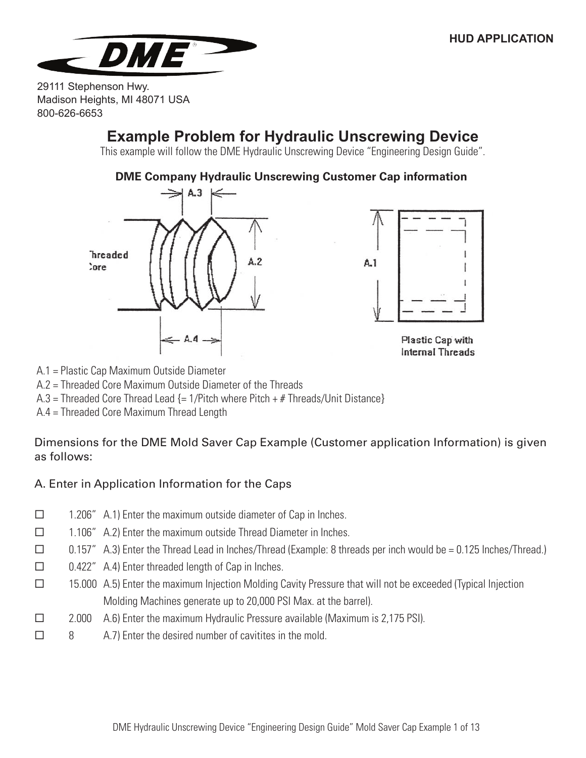**HUD APPLICATION**

29111 Stephenson Hwy.
Madison Heights, MI 48071 USA
800-626-6653

# Example Problem for Hydraulic Unscrewing Device

This example will follow the DME Hydraulic Unscrewing Device "Engineering Design Guide".

### DME Company Hydraulic Unscrewing Customer Cap information

A.1 = Plastic Cap Maximum Outside Diameter
A.2 = Threaded Core Maximum Outside Diameter of the Threads
A.3 = Threaded Core Thread Lead {= 1/Pitch where Pitch + # Threads/Unit Distance}
A.4 = Threaded Core Maximum Thread Length

Dimensions for the DME Mold Saver Cap Example (Customer application Information) is given as follows:

## A. Enter in Application Information for the Caps

- ☐ 1.206" A.1) Enter the maximum outside diameter of Cap in Inches.
- ☐ 1.106" A.2) Enter the maximum outside Thread Diameter in Inches.
- ☐ 0.157" A.3) Enter the Thread Lead in Inches/Thread (Example: 8 threads per inch would be = 0.125 Inches/Thread.)
- ☐ 0.422" A.4) Enter threaded length of Cap in Inches.
- ☐ 15.000 A.5) Enter the maximum Injection Molding Cavity Pressure that will not be exceeded (Typical Injection Molding Machines generate up to 20,000 PSI Max. at the barrel).
- ☐ 2.000 A.6) Enter the maximum Hydraulic Pressure available (Maximum is 2,175 PSI).
- ☐ 8 A.7) Enter the desired number of cavitites in the mold.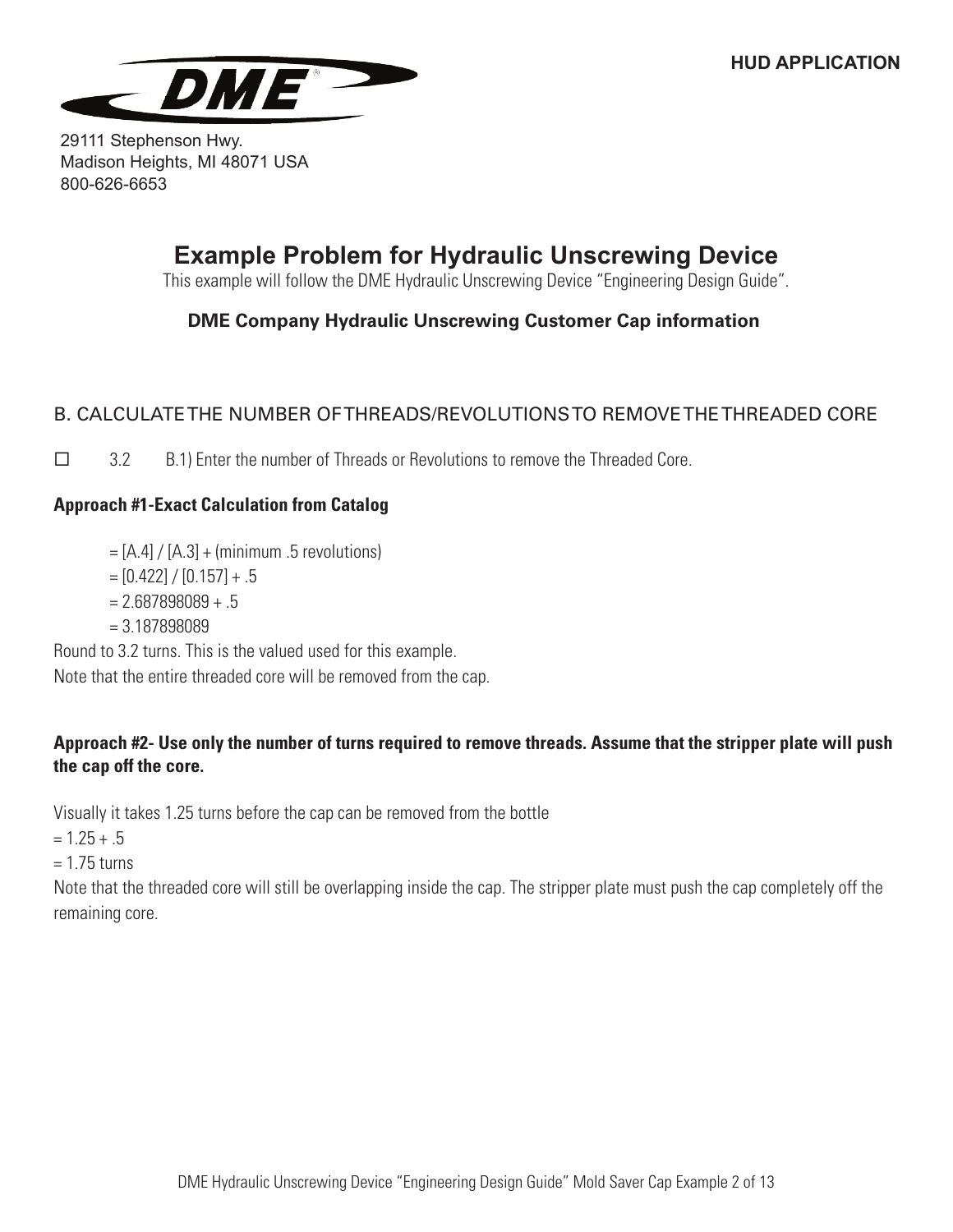HUD APPLICATION

**DME**

29111 Stephenson Hwy.
Madison Heights, MI 48071 USA
800-626-6653

# Example Problem for Hydraulic Unscrewing Device

This example will follow the DME Hydraulic Unscrewing Device "Engineering Design Guide".

**DME Company Hydraulic Unscrewing Customer Cap information**

## B. CALCULATE THE NUMBER OF THREADS/REVOLUTIONS TO REMOVE THE THREADED CORE

☐ 3.2 B.1) Enter the number of Threads or Revolutions to remove the Threaded Core.

**Approach #1-Exact Calculation from Catalog**

= [A.4] / [A.3] + (minimum .5 revolutions)
= [0.422] / [0.157] + .5
= 2.687898089 + .5
= 3.187898089

Round to 3.2 turns. This is the valued used for this example.
Note that the entire threaded core will be removed from the cap.

**Approach #2- Use only the number of turns required to remove threads. Assume that the stripper plate will push the cap off the core.**

Visually it takes 1.25 turns before the cap can be removed from the bottle
= 1.25 + .5
= 1.75 turns
Note that the threaded core will still be overlapping inside the cap. The stripper plate must push the cap completely off the remaining core.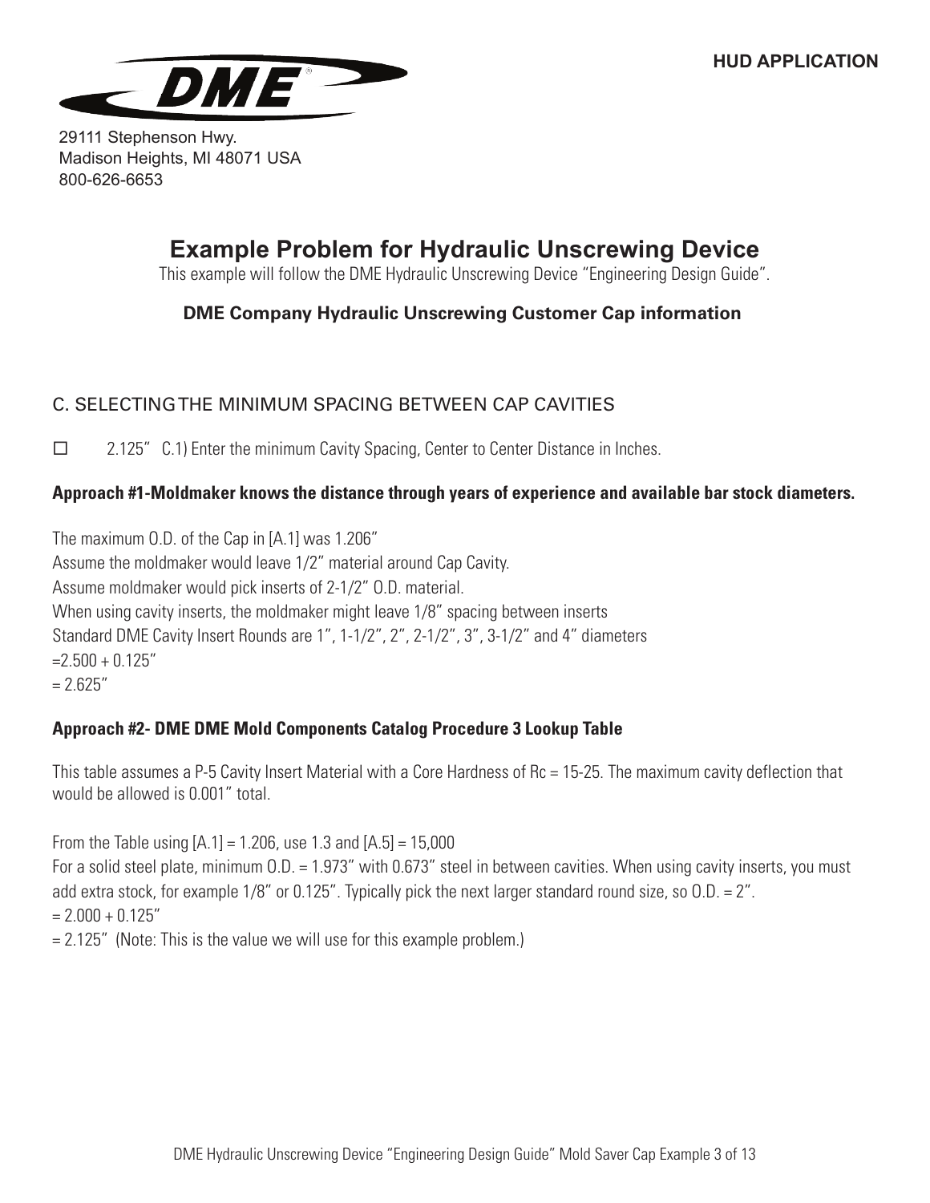29111 Stephenson Hwy.
Madison Heights, MI 48071 USA
800-626-6653

HUD APPLICATION

# Example Problem for Hydraulic Unscrewing Device

This example will follow the DME Hydraulic Unscrewing Device "Engineering Design Guide".

**DME Company Hydraulic Unscrewing Customer Cap information**

## C. SELECTING THE MINIMUM SPACING BETWEEN CAP CAVITIES

☐ 2.125" C.1) Enter the minimum Cavity Spacing, Center to Center Distance in Inches.

**Approach #1-Moldmaker knows the distance through years of experience and available bar stock diameters.**

The maximum O.D. of the Cap in [A.1] was 1.206"
Assume the moldmaker would leave 1/2" material around Cap Cavity.
Assume moldmaker would pick inserts of 2-1/2" O.D. material.
When using cavity inserts, the moldmaker might leave 1/8" spacing between inserts
Standard DME Cavity Insert Rounds are 1", 1-1/2", 2", 2-1/2", 3", 3-1/2" and 4" diameters
=2.500 + 0.125"
= 2.625"

**Approach #2- DME DME Mold Components Catalog Procedure 3 Lookup Table**

This table assumes a P-5 Cavity Insert Material with a Core Hardness of Rc = 15-25. The maximum cavity deflection that would be allowed is 0.001" total.

From the Table using [A.1] = 1.206, use 1.3 and [A.5] = 15,000
For a solid steel plate, minimum O.D. = 1.973" with 0.673" steel in between cavities. When using cavity inserts, you must add extra stock, for example 1/8" or 0.125". Typically pick the next larger standard round size, so O.D. = 2".
= 2.000 + 0.125"
= 2.125" (Note: This is the value we will use for this example problem.)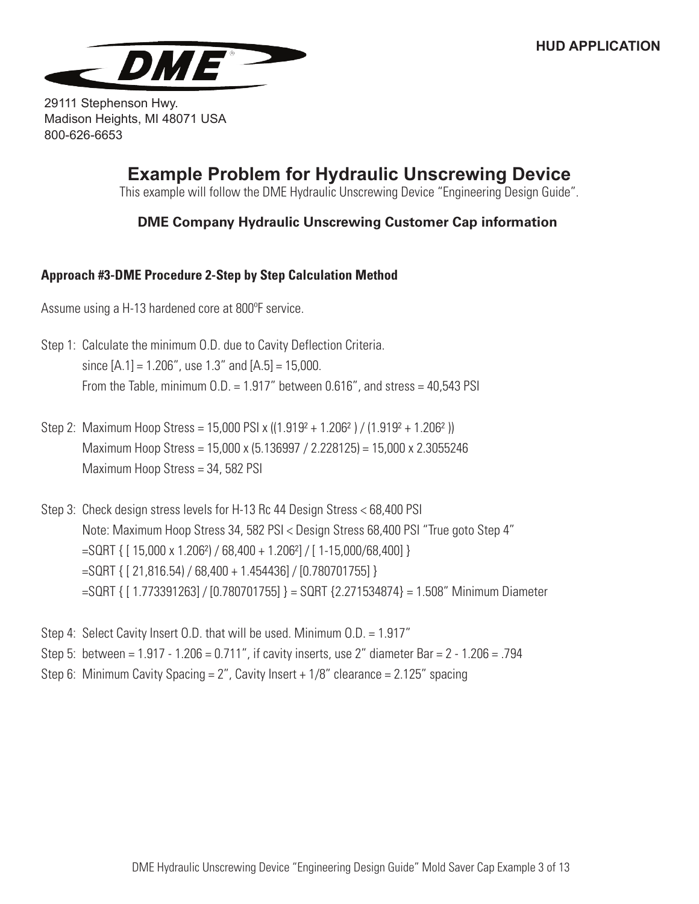DME

29111 Stephenson Hwy.
Madison Heights, MI 48071 USA
800-626-6653

# Example Problem for Hydraulic Unscrewing Device

This example will follow the DME Hydraulic Unscrewing Device "Engineering Design Guide".

### DME Company Hydraulic Unscrewing Customer Cap information

**Approach #3-DME Procedure 2-Step by Step Calculation Method**

Assume using a H-13 hardened core at 800°F service.

Step 1: Calculate the minimum O.D. due to Cavity Deflection Criteria.
since [A.1] = 1.206", use 1.3" and [A.5] = 15,000.
From the Table, minimum O.D. = 1.917" between 0.616", and stress = 40,543 PSI

Step 2: Maximum Hoop Stress = 15,000 PSI x $((1.919^2 + 1.206^2) / (1.919^2 + 1.206^2))$
Maximum Hoop Stress = 15,000 x (5.136997 / 2.228125) = 15,000 x 2.3055246
Maximum Hoop Stress = 34, 582 PSI

Step 3: Check design stress levels for H-13 Rc 44 Design Stress < 68,400 PSI
Note: Maximum Hoop Stress 34, 582 PSI < Design Stress 68,400 PSI "True goto Step 4"
$=\text{SQRT} \{ [ 15{,}000 \times 1.206^2) / 68{,}400 + 1.206^2] / [ 1-15{,}000/68{,}400] \}$
=SQRT { [ 21,816.54) / 68,400 + 1.454436] / [0.780701755] }
=SQRT { [ 1.773391263] / [0.780701755] } = SQRT {2.271534874} = 1.508" Minimum Diameter

Step 4: Select Cavity Insert O.D. that will be used. Minimum O.D. = 1.917"

Step 5: between = 1.917 - 1.206 = 0.711", if cavity inserts, use 2" diameter Bar = 2 - 1.206 = .794

Step 6: Minimum Cavity Spacing = 2", Cavity Insert + 1/8" clearance = 2.125" spacing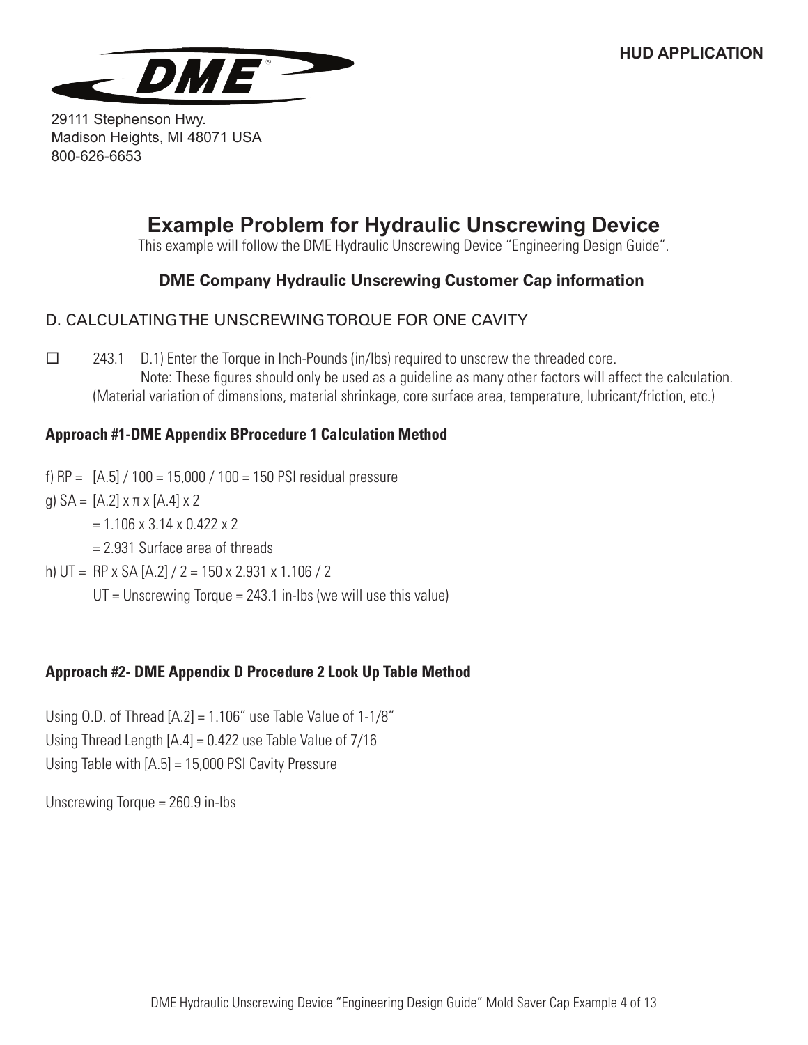HUD APPLICATION

29111 Stephenson Hwy.
Madison Heights, MI 48071 USA
800-626-6653

# Example Problem for Hydraulic Unscrewing Device

This example will follow the DME Hydraulic Unscrewing Device “Engineering Design Guide”.

### DME Company Hydraulic Unscrewing Customer Cap information

## D. CALCULATING THE UNSCREWING TORQUE FOR ONE CAVITY

☐ 243.1 D.1) Enter the Torque in Inch-Pounds (in/lbs) required to unscrew the threaded core.
Note: These figures should only be used as a guideline as many other factors will affect the calculation.
(Material variation of dimensions, material shrinkage, core surface area, temperature, lubricant/friction, etc.)

**Approach #1-DME Appendix BProcedure 1 Calculation Method**

f) RP = [A.5] / 100 = 15,000 / 100 = 150 PSI residual pressure

g) SA = [A.2] x π x [A.4] x 2

= 1.106 x 3.14 x 0.422 x 2

= 2.931 Surface area of threads

h) UT = RP x SA [A.2] / 2 = 150 x 2.931 x 1.106 / 2

UT = Unscrewing Torque = 243.1 in-lbs (we will use this value)

**Approach #2- DME Appendix D Procedure 2 Look Up Table Method**

Using O.D. of Thread [A.2] = 1.106” use Table Value of 1-1/8”
Using Thread Length [A.4] = 0.422 use Table Value of 7/16
Using Table with [A.5] = 15,000 PSI Cavity Pressure

Unscrewing Torque = 260.9 in-lbs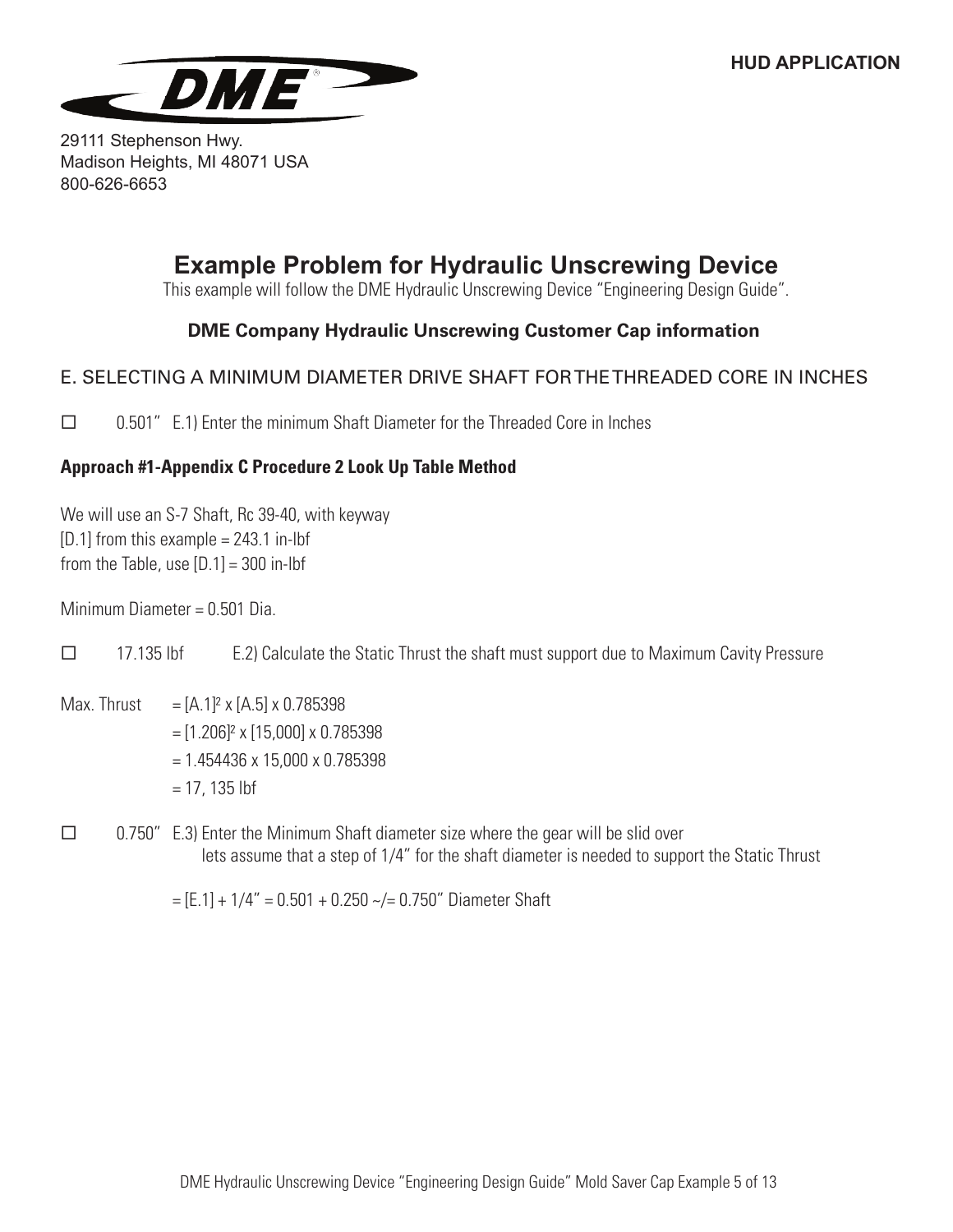29111 Stephenson Hwy.
Madison Heights, MI 48071 USA
800-626-6653

# Example Problem for Hydraulic Unscrewing Device

This example will follow the DME Hydraulic Unscrewing Device "Engineering Design Guide".

### DME Company Hydraulic Unscrewing Customer Cap information

## E. SELECTING A MINIMUM DIAMETER DRIVE SHAFT FOR THE THREADED CORE IN INCHES

☐ 0.501" E.1) Enter the minimum Shaft Diameter for the Threaded Core in Inches

**Approach #1-Appendix C Procedure 2 Look Up Table Method**

We will use an S-7 Shaft, Rc 39-40, with keyway
[D.1] from this example = 243.1 in-lbf
from the Table, use [D.1] = 300 in-lbf

Minimum Diameter = 0.501 Dia.

☐ 17.135 lbf E.2) Calculate the Static Thrust the shaft must support due to Maximum Cavity Pressure

Max. Thrust $= [A.1]^2 \times [A.5] \times 0.785398$
$= [1.206]^2 \times [15{,}000] \times 0.785398$
$= 1.454436 \times 15{,}000 \times 0.785398$
$= 17, 135$ lbf

☐ 0.750" E.3) Enter the Minimum Shaft diameter size where the gear will be slid over
lets assume that a step of 1/4" for the shaft diameter is needed to support the Static Thrust

= [E.1] + 1/4" = 0.501 + 0.250 ~/= 0.750" Diameter Shaft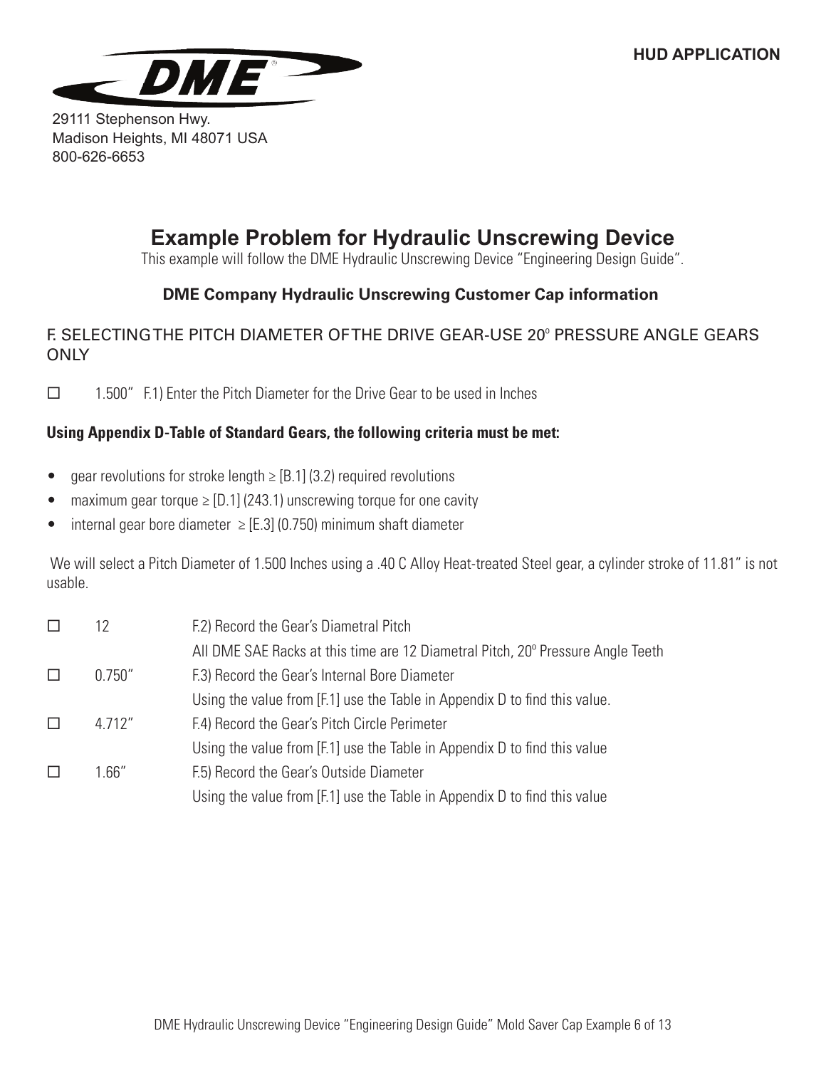**HUD APPLICATION**

29111 Stephenson Hwy.
Madison Heights, MI 48071 USA
800-626-6653

# Example Problem for Hydraulic Unscrewing Device

This example will follow the DME Hydraulic Unscrewing Device "Engineering Design Guide".

### DME Company Hydraulic Unscrewing Customer Cap information

## F. SELECTING THE PITCH DIAMETER OF THE DRIVE GEAR-USE 20º PRESSURE ANGLE GEARS ONLY

☐ 1.500" F.1) Enter the Pitch Diameter for the Drive Gear to be used in Inches

**Using Appendix D-Table of Standard Gears, the following criteria must be met:**

- gear revolutions for stroke length ≥ [B.1] (3.2) required revolutions
- maximum gear torque ≥ [D.1] (243.1) unscrewing torque for one cavity
- internal gear bore diameter ≥ [E.3] (0.750) minimum shaft diameter

We will select a Pitch Diameter of 1.500 Inches using a .40 C Alloy Heat-treated Steel gear, a cylinder stroke of 11.81" is not usable.

☐ 12 F.2) Record the Gear's Diametral Pitch
All DME SAE Racks at this time are 12 Diametral Pitch, 20º Pressure Angle Teeth

☐ 0.750" F.3) Record the Gear's Internal Bore Diameter
Using the value from [F.1] use the Table in Appendix D to find this value.

☐ 4.712" F.4) Record the Gear's Pitch Circle Perimeter
Using the value from [F.1] use the Table in Appendix D to find this value

☐ 1.66" F.5) Record the Gear's Outside Diameter
Using the value from [F.1] use the Table in Appendix D to find this value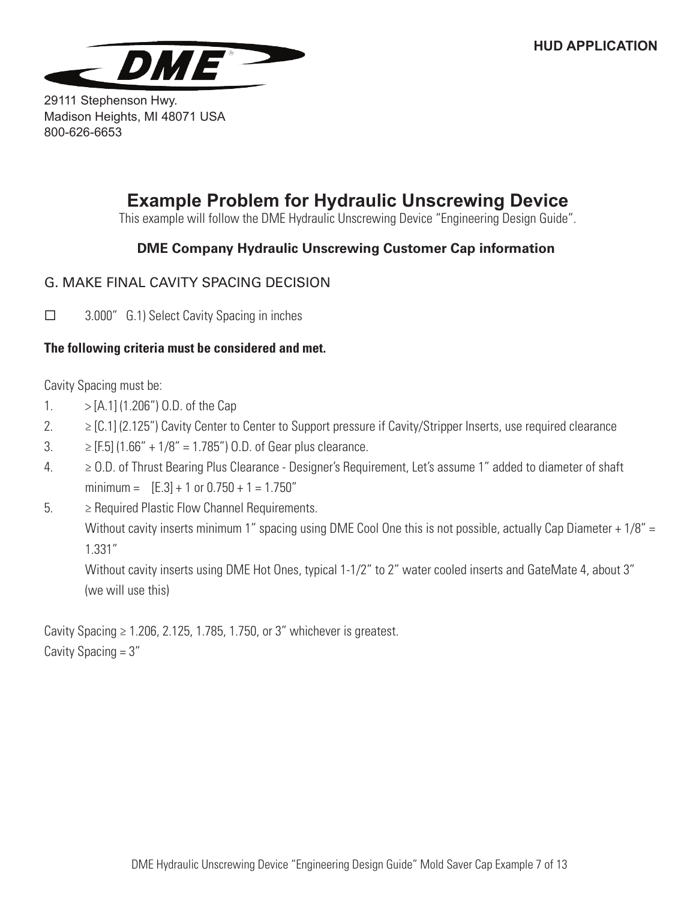HUD APPLICATION

**DME**

29111 Stephenson Hwy.
Madison Heights, MI 48071 USA
800-626-6653

# Example Problem for Hydraulic Unscrewing Device

This example will follow the DME Hydraulic Unscrewing Device "Engineering Design Guide".

### DME Company Hydraulic Unscrewing Customer Cap information

## G. MAKE FINAL CAVITY SPACING DECISION

☐ 3.000" G.1) Select Cavity Spacing in inches

**The following criteria must be considered and met.**

Cavity Spacing must be:

1. > [A.1] (1.206") O.D. of the Cap
2. ≥ [C.1] (2.125") Cavity Center to Center to Support pressure if Cavity/Stripper Inserts, use required clearance
3. ≥ [F.5] (1.66" + 1/8" = 1.785") O.D. of Gear plus clearance.
4. ≥ O.D. of Thrust Bearing Plus Clearance - Designer's Requirement, Let's assume 1" added to diameter of shaft minimum = [E.3] + 1 or 0.750 + 1 = 1.750"
5. ≥ Required Plastic Flow Channel Requirements.

   Without cavity inserts minimum 1" spacing using DME Cool One this is not possible, actually Cap Diameter + 1/8" = 1.331"

   Without cavity inserts using DME Hot Ones, typical 1-1/2" to 2" water cooled inserts and GateMate 4, about 3" (we will use this)

Cavity Spacing ≥ 1.206, 2.125, 1.785, 1.750, or 3" whichever is greatest.
Cavity Spacing = 3"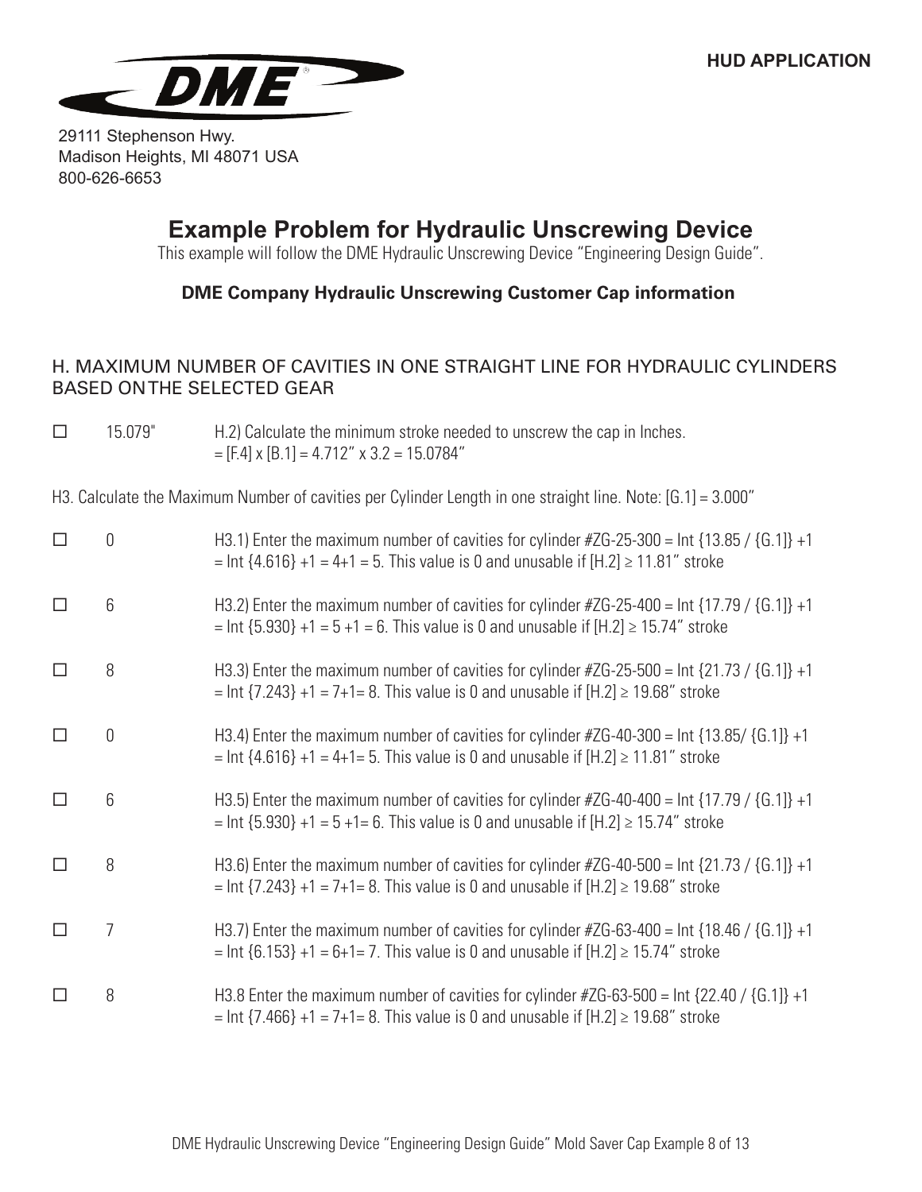DME
29111 Stephenson Hwy.
Madison Heights, MI 48071 USA
800-626-6653

**HUD APPLICATION**

# Example Problem for Hydraulic Unscrewing Device

This example will follow the DME Hydraulic Unscrewing Device "Engineering Design Guide".

### DME Company Hydraulic Unscrewing Customer Cap information

## H. MAXIMUM NUMBER OF CAVITIES IN ONE STRAIGHT LINE FOR HYDRAULIC CYLINDERS BASED ON THE SELECTED GEAR

☐ 15.079" H.2) Calculate the minimum stroke needed to unscrew the cap in Inches.
= [F.4] x [B.1] = 4.712" x 3.2 = 15.0784"

H3. Calculate the Maximum Number of cavities per Cylinder Length in one straight line. Note: [G.1] = 3.000"

☐ 0 H3.1) Enter the maximum number of cavities for cylinder #ZG-25-300 = Int {13.85 / {G.1]} +1
= Int {4.616} +1 = 4+1 = 5. This value is 0 and unusable if [H.2] ≥ 11.81" stroke

☐ 6 H3.2) Enter the maximum number of cavities for cylinder #ZG-25-400 = Int {17.79 / {G.1]} +1
= Int {5.930} +1 = 5 +1 = 6. This value is 0 and unusable if [H.2] ≥ 15.74" stroke

☐ 8 H3.3) Enter the maximum number of cavities for cylinder #ZG-25-500 = Int {21.73 / {G.1]} +1
= Int {7.243} +1 = 7+1= 8. This value is 0 and unusable if [H.2] ≥ 19.68" stroke

☐ 0 H3.4) Enter the maximum number of cavities for cylinder #ZG-40-300 = Int {13.85/ {G.1]} +1
= Int {4.616} +1 = 4+1= 5. This value is 0 and unusable if [H.2] ≥ 11.81" stroke

☐ 6 H3.5) Enter the maximum number of cavities for cylinder #ZG-40-400 = Int {17.79 / {G.1]} +1
= Int {5.930} +1 = 5 +1= 6. This value is 0 and unusable if [H.2] ≥ 15.74" stroke

☐ 8 H3.6) Enter the maximum number of cavities for cylinder #ZG-40-500 = Int {21.73 / {G.1]} +1
= Int {7.243} +1 = 7+1= 8. This value is 0 and unusable if [H.2] ≥ 19.68" stroke

☐ 7 H3.7) Enter the maximum number of cavities for cylinder #ZG-63-400 = Int {18.46 / {G.1]} +1
= Int {6.153} +1 = 6+1= 7. This value is 0 and unusable if [H.2] ≥ 15.74" stroke

☐ 8 H3.8 Enter the maximum number of cavities for cylinder #ZG-63-500 = Int {22.40 / {G.1]} +1
= Int {7.466} +1 = 7+1= 8. This value is 0 and unusable if [H.2] ≥ 19.68" stroke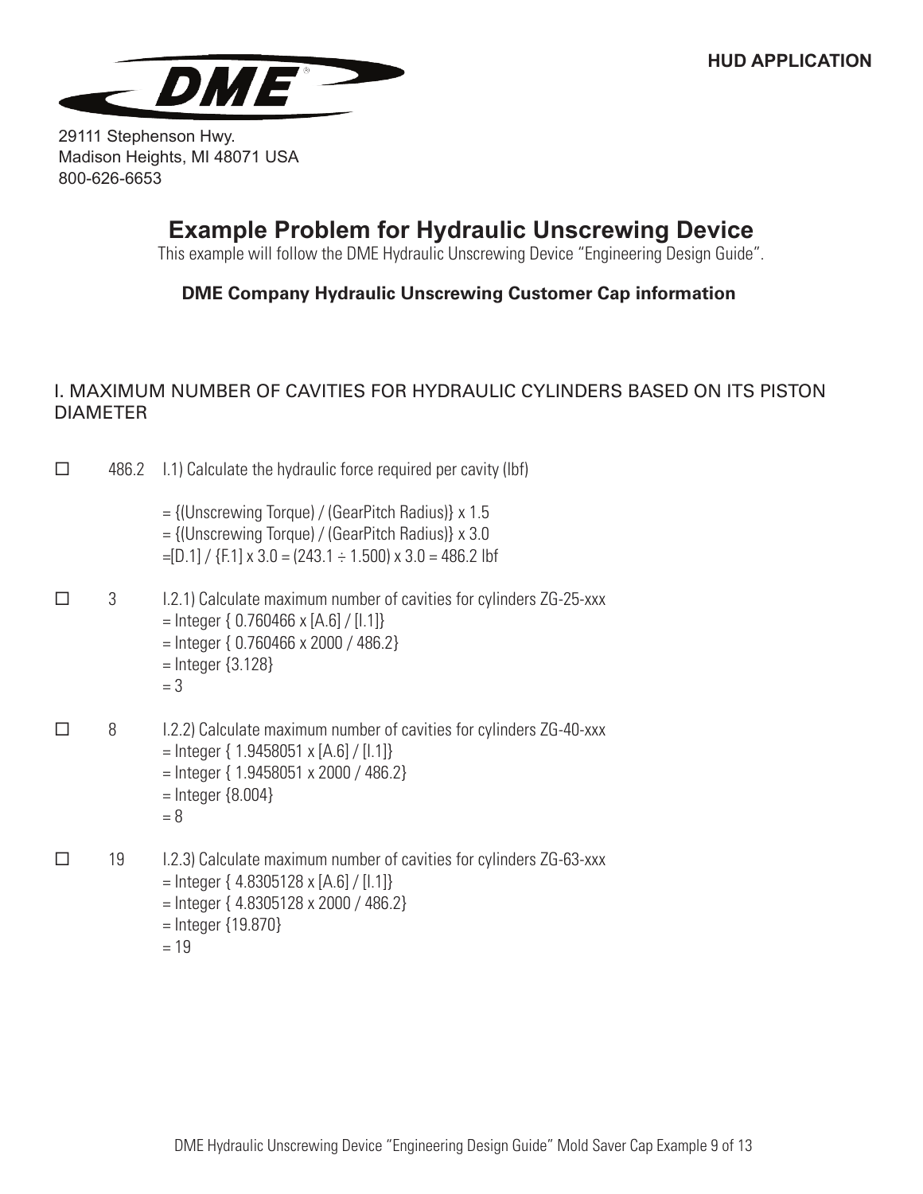**HUD APPLICATION**

29111 Stephenson Hwy.
Madison Heights, MI 48071 USA
800-626-6653

# Example Problem for Hydraulic Unscrewing Device

This example will follow the DME Hydraulic Unscrewing Device "Engineering Design Guide".

### DME Company Hydraulic Unscrewing Customer Cap information

## I. MAXIMUM NUMBER OF CAVITIES FOR HYDRAULIC CYLINDERS BASED ON ITS PISTON DIAMETER

☐ 486.2 I.1) Calculate the hydraulic force required per cavity (lbf)

= {(Unscrewing Torque) / (GearPitch Radius)} x 1.5
= {(Unscrewing Torque) / (GearPitch Radius)} x 3.0
=[D.1] / {F.1] x 3.0 = (243.1 ÷ 1.500) x 3.0 = 486.2 lbf

☐ 3 I.2.1) Calculate maximum number of cavities for cylinders ZG-25-xxx
= Integer { 0.760466 x [A.6] / [I.1]}
= Integer { 0.760466 x 2000 / 486.2}
= Integer {3.128}
= 3

☐ 8 I.2.2) Calculate maximum number of cavities for cylinders ZG-40-xxx
= Integer { 1.9458051 x [A.6] / [I.1]}
= Integer { 1.9458051 x 2000 / 486.2}
= Integer {8.004}
= 8

☐ 19 I.2.3) Calculate maximum number of cavities for cylinders ZG-63-xxx
= Integer { 4.8305128 x [A.6] / [I.1]}
= Integer { 4.8305128 x 2000 / 486.2}
= Integer {19.870}
= 19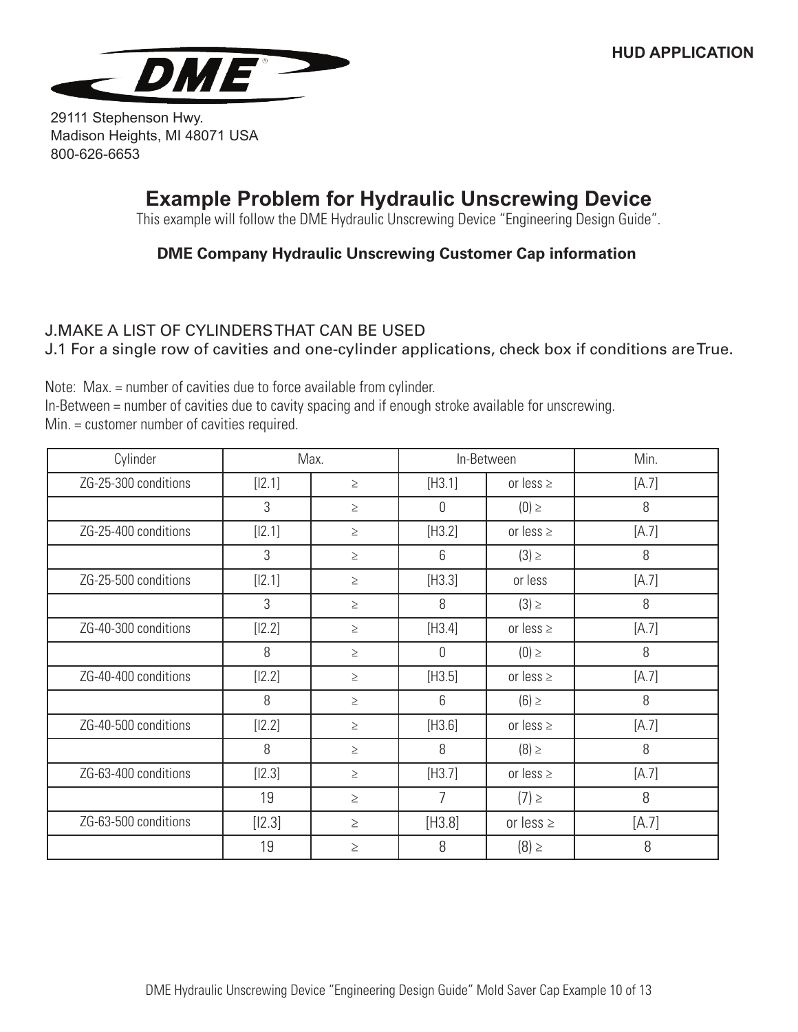HUD APPLICATION

29111 Stephenson Hwy.
Madison Heights, MI 48071 USA
800-626-6653

# Example Problem for Hydraulic Unscrewing Device

This example will follow the DME Hydraulic Unscrewing Device "Engineering Design Guide".

**DME Company Hydraulic Unscrewing Customer Cap information**

## J.MAKE A LIST OF CYLINDERS THAT CAN BE USED

### J.1 For a single row of cavities and one-cylinder applications, check box if conditions are True.

Note: Max. = number of cavities due to force available from cylinder.
In-Between = number of cavities due to cavity spacing and if enough stroke available for unscrewing.
Min. = customer number of cavities required.

| Cylinder | Max. | | In-Between | | Min. |
|---|---|---|---|---|---|
| ZG-25-300 conditions | [I2.1] | ≥ | [H3.1] | or less ≥ | [A.7] |
| | 3 | ≥ | 0 | (0) ≥ | 8 |
| ZG-25-400 conditions | [I2.1] | ≥ | [H3.2] | or less ≥ | [A.7] |
| | 3 | ≥ | 6 | (3) ≥ | 8 |
| ZG-25-500 conditions | [I2.1] | ≥ | [H3.3] | or less | [A.7] |
| | 3 | ≥ | 8 | (3) ≥ | 8 |
| ZG-40-300 conditions | [I2.2] | ≥ | [H3.4] | or less ≥ | [A.7] |
| | 8 | ≥ | 0 | (0) ≥ | 8 |
| ZG-40-400 conditions | [I2.2] | ≥ | [H3.5] | or less ≥ | [A.7] |
| | 8 | ≥ | 6 | (6) ≥ | 8 |
| ZG-40-500 conditions | [I2.2] | ≥ | [H3.6] | or less ≥ | [A.7] |
| | 8 | ≥ | 8 | (8) ≥ | 8 |
| ZG-63-400 conditions | [I2.3] | ≥ | [H3.7] | or less ≥ | [A.7] |
| | 19 | ≥ | 7 | (7) ≥ | 8 |
| ZG-63-500 conditions | [I2.3] | ≥ | [H3.8] | or less ≥ | [A.7] |
| | 19 | ≥ | 8 | (8) ≥ | 8 |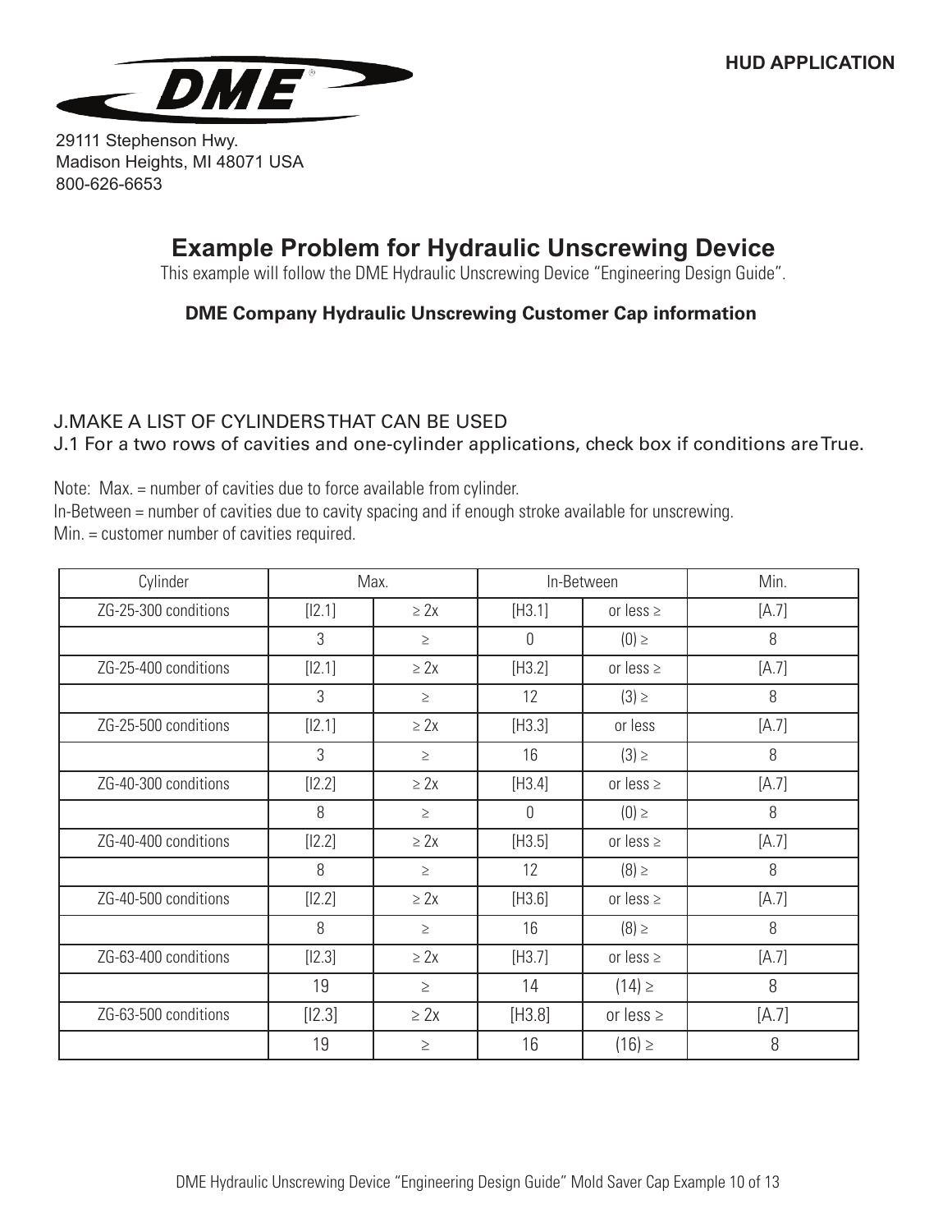# Example Problem for Hydraulic Unscrewing Device

This example will follow the DME Hydraulic Unscrewing Device "Engineering Design Guide".

**DME Company Hydraulic Unscrewing Customer Cap information**

## J.MAKE A LIST OF CYLINDERS THAT CAN BE USED

### J.1 For a two rows of cavities and one-cylinder applications, check box if conditions are True.

Note: Max. = number of cavities due to force available from cylinder.
In-Between = number of cavities due to cavity spacing and if enough stroke available for unscrewing.
Min. = customer number of cavities required.

| Cylinder | Max. | | In-Between | | Min. |
|---|---|---|---|---|---|
| ZG-25-300 conditions | [I2.1] | ≥ 2x | [H3.1] | or less ≥ | [A.7] |
| | 3 | ≥ | 0 | (0) ≥ | 8 |
| ZG-25-400 conditions | [I2.1] | ≥ 2x | [H3.2] | or less ≥ | [A.7] |
| | 3 | ≥ | 12 | (3) ≥ | 8 |
| ZG-25-500 conditions | [I2.1] | ≥ 2x | [H3.3] | or less | [A.7] |
| | 3 | ≥ | 16 | (3) ≥ | 8 |
| ZG-40-300 conditions | [I2.2] | ≥ 2x | [H3.4] | or less ≥ | [A.7] |
| | 8 | ≥ | 0 | (0) ≥ | 8 |
| ZG-40-400 conditions | [I2.2] | ≥ 2x | [H3.5] | or less ≥ | [A.7] |
| | 8 | ≥ | 12 | (8) ≥ | 8 |
| ZG-40-500 conditions | [I2.2] | ≥ 2x | [H3.6] | or less ≥ | [A.7] |
| | 8 | ≥ | 16 | (8) ≥ | 8 |
| ZG-63-400 conditions | [I2.3] | ≥ 2x | [H3.7] | or less ≥ | [A.7] |
| | 19 | ≥ | 14 | (14) ≥ | 8 |
| ZG-63-500 conditions | [I2.3] | ≥ 2x | [H3.8] | or less ≥ | [A.7] |
| | 19 | ≥ | 16 | (16) ≥ | 8 |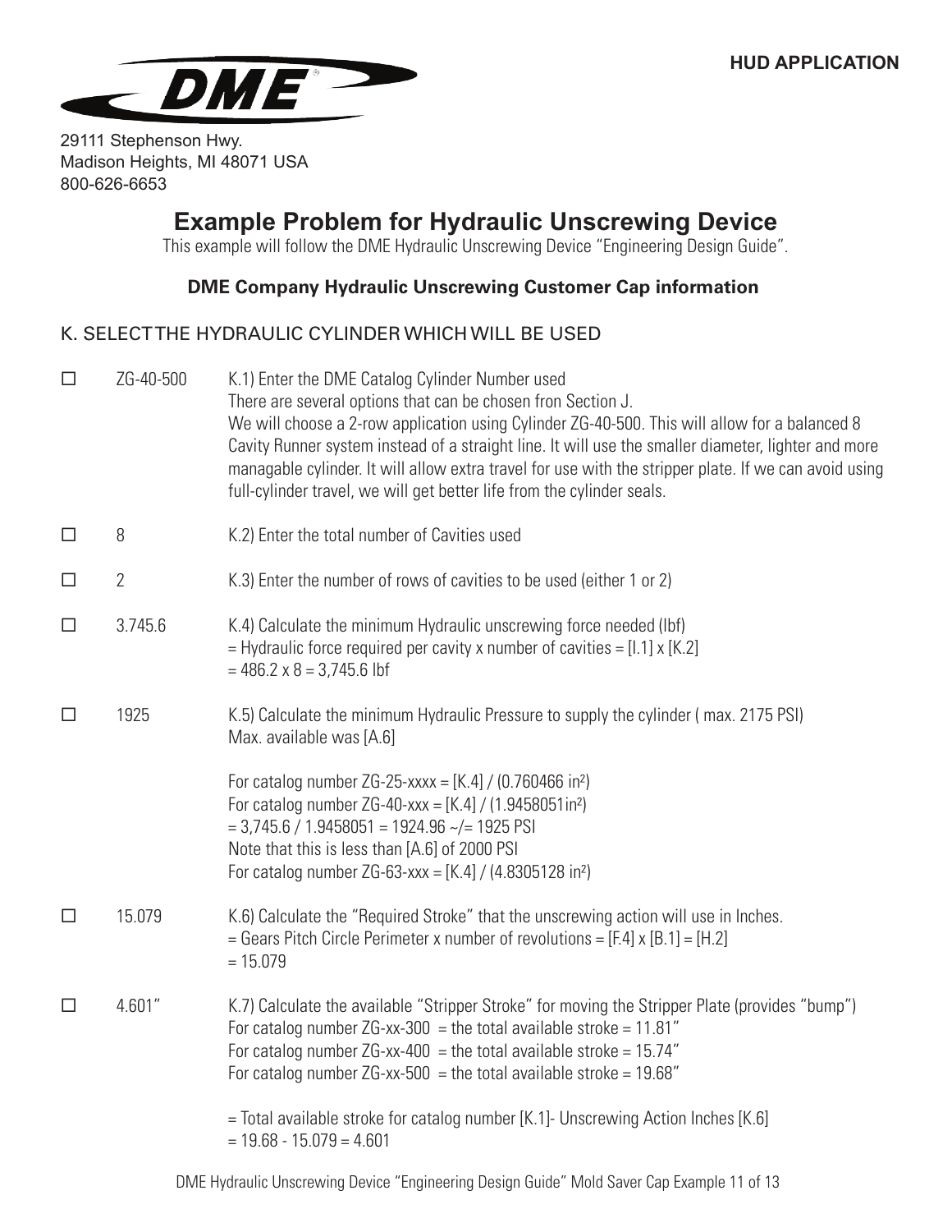29111 Stephenson Hwy.
Madison Heights, MI 48071 USA
800-626-6653

# Example Problem for Hydraulic Unscrewing Device

This example will follow the DME Hydraulic Unscrewing Device "Engineering Design Guide".

**DME Company Hydraulic Unscrewing Customer Cap information**

## K. SELECT THE HYDRAULIC CYLINDER WHICH WILL BE USED

☐ ZG-40-500 — K.1) Enter the DME Catalog Cylinder Number used
There are several options that can be chosen fron Section J.
We will choose a 2-row application using Cylinder ZG-40-500. This will allow for a balanced 8 Cavity Runner system instead of a straight line. It will use the smaller diameter, lighter and more managable cylinder. It will allow extra travel for use with the stripper plate. If we can avoid using full-cylinder travel, we will get better life from the cylinder seals.

☐ 8 — K.2) Enter the total number of Cavities used

☐ 2 — K.3) Enter the number of rows of cavities to be used (either 1 or 2)

☐ 3.745.6 — K.4) Calculate the minimum Hydraulic unscrewing force needed (lbf)
= Hydraulic force required per cavity x number of cavities = [I.1] x [K.2]
= 486.2 x 8 = 3,745.6 lbf

☐ 1925 — K.5) Calculate the minimum Hydraulic Pressure to supply the cylinder ( max. 2175 PSI)
Max. available was [A.6]

For catalog number ZG-25-xxxx = [K.4] / (0.760466 $in^2$)
For catalog number ZG-40-xxx = [K.4] / (1.9458051$in^2$)
= 3,745.6 / 1.9458051 = 1924.96 ~/= 1925 PSI
Note that this is less than [A.6] of 2000 PSI
For catalog number ZG-63-xxx = [K.4] / (4.8305128 $in^2$)

☐ 15.079 — K.6) Calculate the "Required Stroke" that the unscrewing action will use in Inches.
= Gears Pitch Circle Perimeter x number of revolutions = [F.4] x [B.1] = [H.2]
= 15.079

☐ 4.601" — K.7) Calculate the available "Stripper Stroke" for moving the Stripper Plate (provides "bump")
For catalog number ZG-xx-300 = the total available stroke = 11.81"
For catalog number ZG-xx-400 = the total available stroke = 15.74"
For catalog number ZG-xx-500 = the total available stroke = 19.68"

= Total available stroke for catalog number [K.1]- Unscrewing Action Inches [K.6]
= 19.68 - 15.079 = 4.601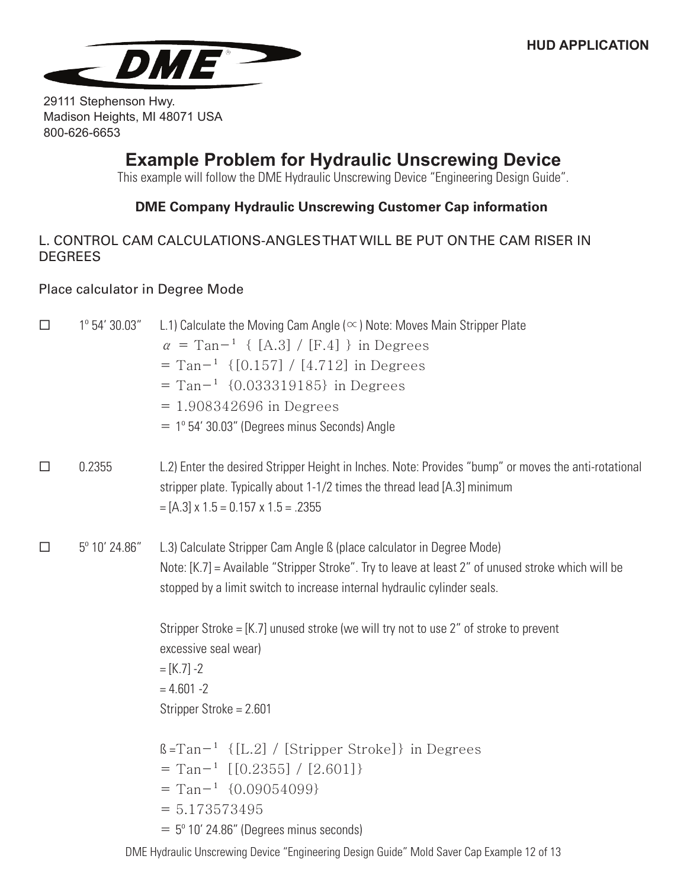**HUD APPLICATION**

29111 Stephenson Hwy.
Madison Heights, MI 48071 USA
800-626-6653

# Example Problem for Hydraulic Unscrewing Device

This example will follow the DME Hydraulic Unscrewing Device "Engineering Design Guide".

**DME Company Hydraulic Unscrewing Customer Cap information**

## L. CONTROL CAM CALCULATIONS-ANGLES THAT WILL BE PUT ON THE CAM RISER IN DEGREES

Place calculator in Degree Mode

☐ 1º 54' 30.03" L.1) Calculate the Moving Cam Angle (∝) Note: Moves Main Stripper Plate

$\alpha$ = $\text{Tan}^{-1}$ { [A.3] / [F.4] } in Degrees
= $\text{Tan}^{-1}$ {[0.157] / [4.712] in Degrees
= $\text{Tan}^{-1}$ {0.033319185} in Degrees
= 1.908342696 in Degrees
= 1º 54' 30.03" (Degrees minus Seconds) Angle

☐ 0.2355 L.2) Enter the desired Stripper Height in Inches. Note: Provides "bump" or moves the anti-rotational stripper plate. Typically about 1-1/2 times the thread lead [A.3] minimum
= [A.3] x 1.5 = 0.157 x 1.5 = .2355

☐ 5º 10' 24.86" L.3) Calculate Stripper Cam Angle ß (place calculator in Degree Mode)
Note: [K.7] = Available "Stripper Stroke". Try to leave at least 2" of unused stroke which will be stopped by a limit switch to increase internal hydraulic cylinder seals.

Stripper Stroke = [K.7] unused stroke (we will try not to use 2" of stroke to prevent excessive seal wear)
= [K.7] -2
= 4.601 -2
Stripper Stroke = 2.601

ß =$\text{Tan}^{-1}$ {[L.2] / [Stripper Stroke]} in Degrees
= $\text{Tan}^{-1}$ [[0.2355] / [2.601]}
= $\text{Tan}^{-1}$ {0.09054099}
= 5.173573495
= 5º 10' 24.86" (Degrees minus seconds)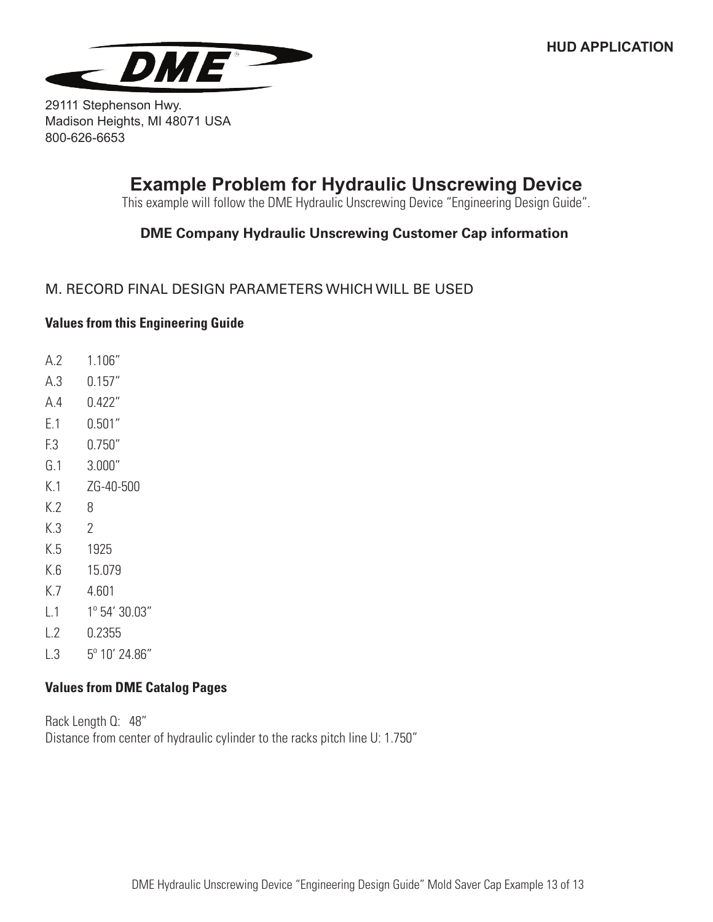**HUD APPLICATION**

DME

29111 Stephenson Hwy.
Madison Heights, MI 48071 USA
800-626-6653

# Example Problem for Hydraulic Unscrewing Device

This example will follow the DME Hydraulic Unscrewing Device “Engineering Design Guide”.

**DME Company Hydraulic Unscrewing Customer Cap information**

## M. RECORD FINAL DESIGN PARAMETERS WHICH WILL BE USED

**Values from this Engineering Guide**

| | |
|---|---|
| A.2 | 1.106” |
| A.3 | 0.157” |
| A.4 | 0.422” |
| E.1 | 0.501” |
| F.3 | 0.750” |
| G.1 | 3.000” |
| K.1 | ZG-40-500 |
| K.2 | 8 |
| K.3 | 2 |
| K.5 | 1925 |
| K.6 | 15.079 |
| K.7 | 4.601 |
| L.1 | 1º 54’ 30.03” |
| L.2 | 0.2355 |
| L.3 | 5º 10’ 24.86” |

**Values from DME Catalog Pages**

Rack Length Q: 48”
Distance from center of hydraulic cylinder to the racks pitch line U: 1.750”